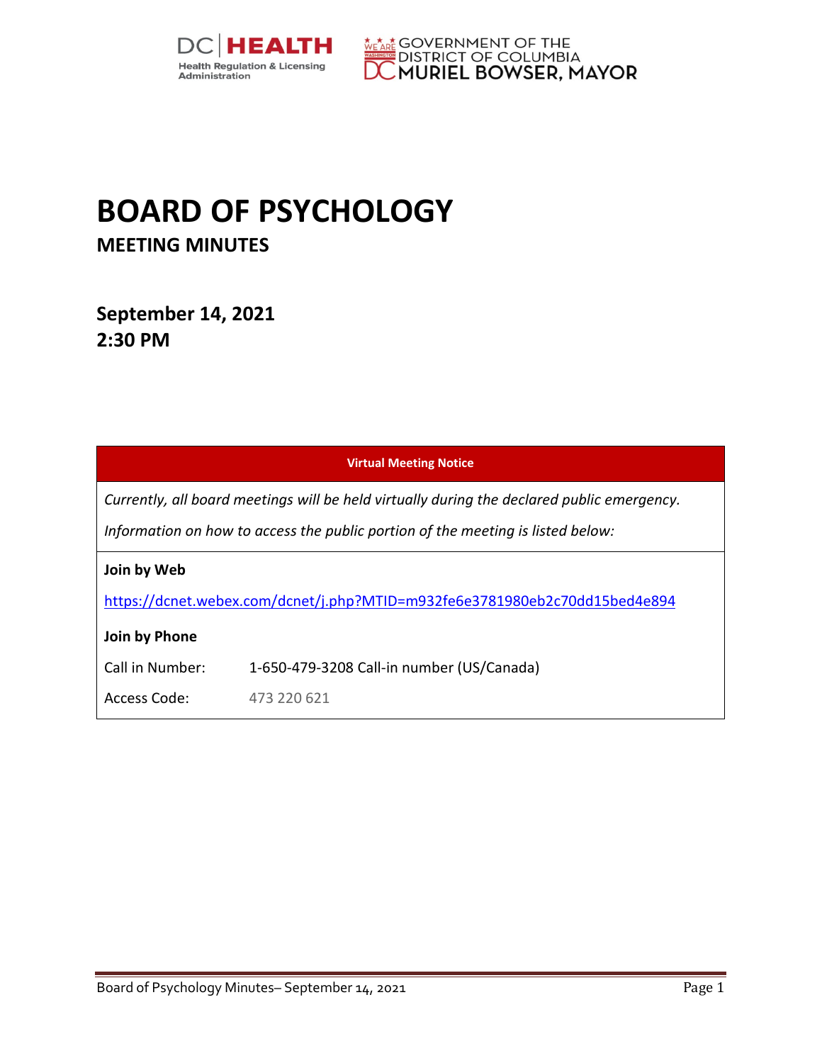# BOARD OF PSYCHOLOGY

## MEETING MINUTES

**September 14, 2021**
**2:30 PM**

| Virtual Meeting Notice | |
|---|---|
| *Currently, all board meetings will be held virtually during the declared public emergency.* | |
| *Information on how to access the public portion of the meeting is listed below:* | |
| **Join by Web** | |
| https://dcnet.webex.com/dcnet/j.php?MTID=m932fe6e3781980eb2c70dd15bed4e894 | |
| **Join by Phone** | |
| Call in Number: | 1-650-479-3208 Call-in number (US/Canada) |
| Access Code: | 473 220 621 |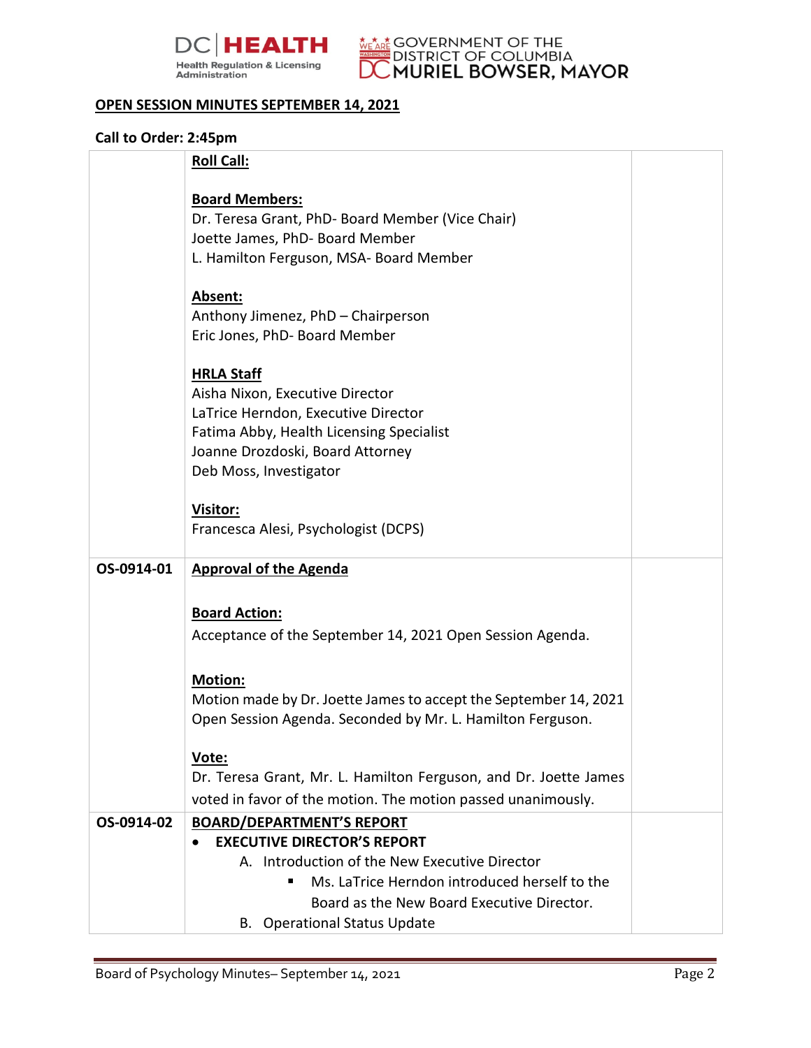## OPEN SESSION MINUTES SEPTEMBER 14, 2021

**Call to Order: 2:45pm**

| | | |
|---|---|---|
| | **Roll Call:**<br><br>**Board Members:**<br>Dr. Teresa Grant, PhD- Board Member (Vice Chair)<br>Joette James, PhD- Board Member<br>L. Hamilton Ferguson, MSA- Board Member<br><br>**Absent:**<br>Anthony Jimenez, PhD – Chairperson<br>Eric Jones, PhD- Board Member<br><br>**HRLA Staff**<br>Aisha Nixon, Executive Director<br>LaTrice Herndon, Executive Director<br>Fatima Abby, Health Licensing Specialist<br>Joanne Drozdoski, Board Attorney<br>Deb Moss, Investigator<br><br>**Visitor:**<br>Francesca Alesi, Psychologist (DCPS) | |
| OS-0914-01 | **Approval of the Agenda**<br><br>**Board Action:**<br>Acceptance of the September 14, 2021 Open Session Agenda.<br><br>**Motion:**<br>Motion made by Dr. Joette James to accept the September 14, 2021 Open Session Agenda. Seconded by Mr. L. Hamilton Ferguson.<br><br>**Vote:**<br>Dr. Teresa Grant, Mr. L. Hamilton Ferguson, and Dr. Joette James voted in favor of the motion. The motion passed unanimously. | |
| OS-0914-02 | **BOARD/DEPARTMENT'S REPORT**<br>• **EXECUTIVE DIRECTOR'S REPORT**<br>A. Introduction of the New Executive Director<br>▪ Ms. LaTrice Herndon introduced herself to the Board as the New Board Executive Director.<br>B. Operational Status Update | |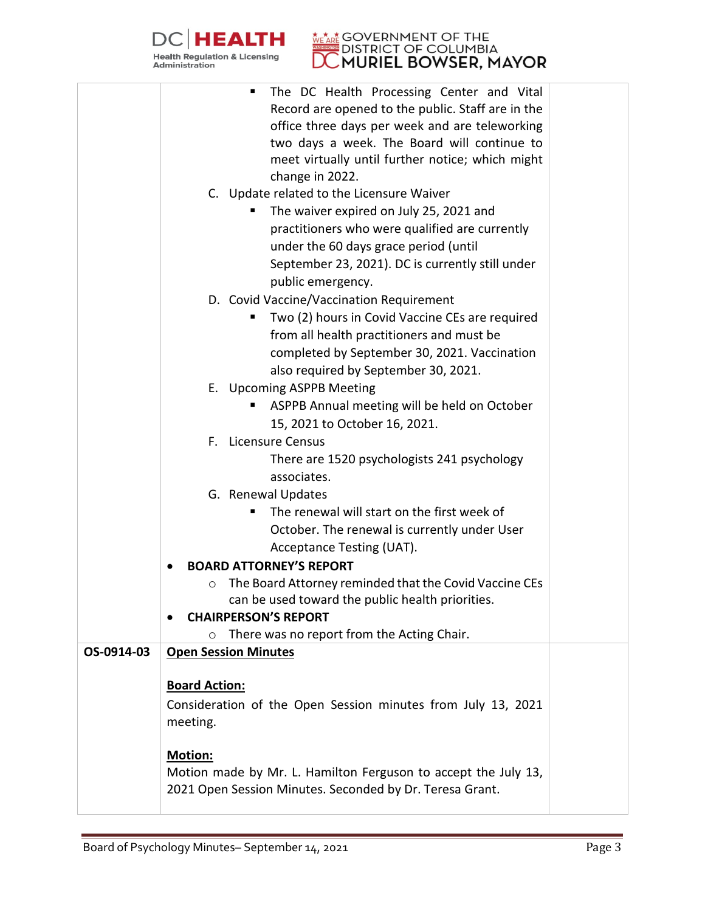| | | |
|---|---|---|
| | ▪ The DC Health Processing Center and Vital Record are opened to the public. Staff are in the office three days per week and are teleworking two days a week. The Board will continue to meet virtually until further notice; which might change in 2022.<br><br>C. Update related to the Licensure Waiver<br>▪ The waiver expired on July 25, 2021 and practitioners who were qualified are currently under the 60 days grace period (until September 23, 2021). DC is currently still under public emergency.<br><br>D. Covid Vaccine/Vaccination Requirement<br>▪ Two (2) hours in Covid Vaccine CEs are required from all health practitioners and must be completed by September 30, 2021. Vaccination also required by September 30, 2021.<br><br>E. Upcoming ASPPB Meeting<br>▪ ASPPB Annual meeting will be held on October 15, 2021 to October 16, 2021.<br><br>F. Licensure Census<br>There are 1520 psychologists 241 psychology associates.<br><br>G. Renewal Updates<br>▪ The renewal will start on the first week of October. The renewal is currently under User Acceptance Testing (UAT).<br><br>• **BOARD ATTORNEY'S REPORT**<br>○ The Board Attorney reminded that the Covid Vaccine CEs can be used toward the public health priorities.<br><br>• **CHAIRPERSON'S REPORT**<br>○ There was no report from the Acting Chair. | |
| **OS-0914-03** | **Open Session Minutes**<br><br>**Board Action:**<br>Consideration of the Open Session minutes from July 13, 2021 meeting.<br><br>**Motion:**<br>Motion made by Mr. L. Hamilton Ferguson to accept the July 13, 2021 Open Session Minutes. Seconded by Dr. Teresa Grant. | |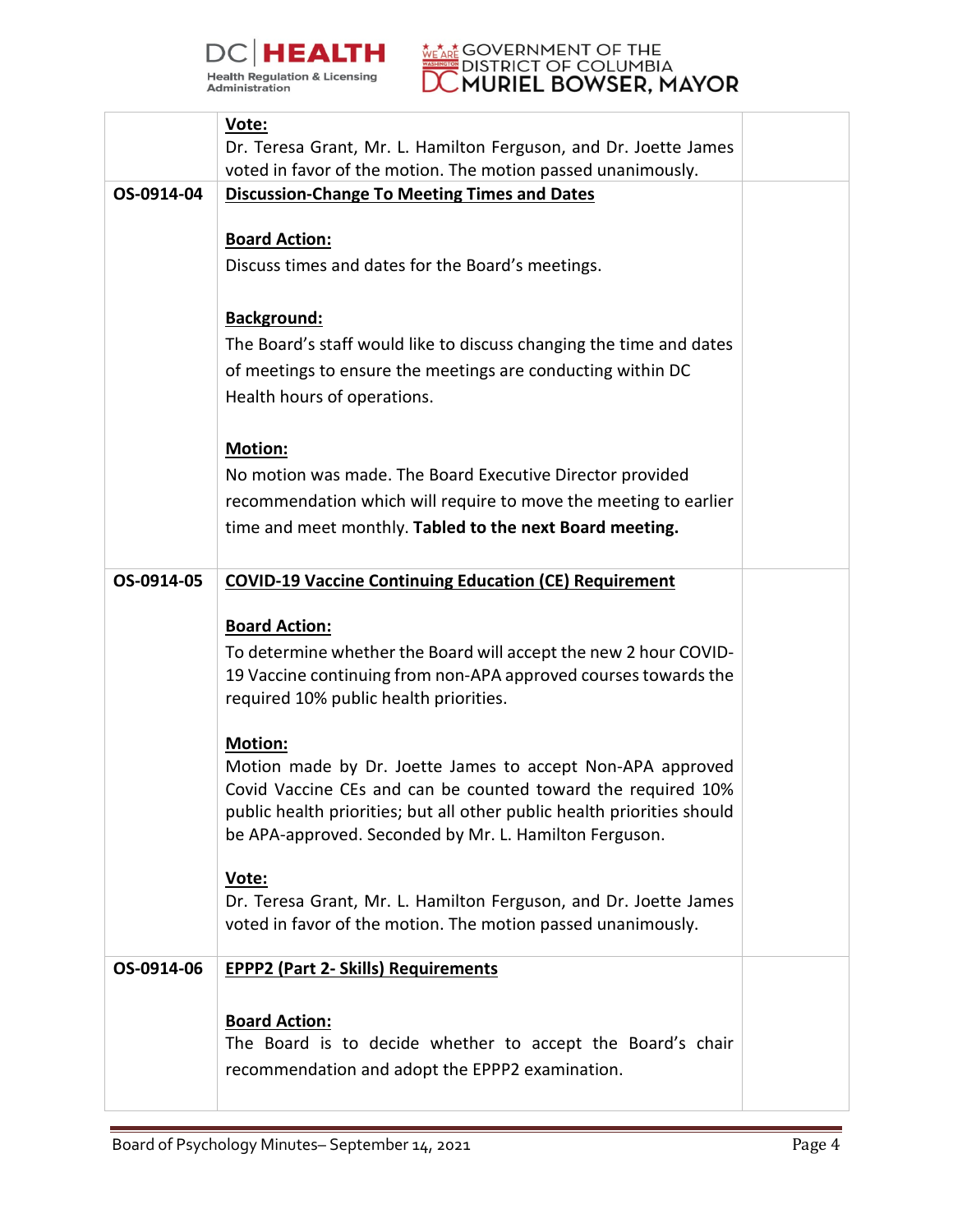| | | |
|---|---|---|
| | **Vote:**<br>Dr. Teresa Grant, Mr. L. Hamilton Ferguson, and Dr. Joette James voted in favor of the motion. The motion passed unanimously. | |
| **OS-0914-04** | **Discussion-Change To Meeting Times and Dates**<br><br>**Board Action:**<br>Discuss times and dates for the Board's meetings.<br><br>**Background:**<br>The Board's staff would like to discuss changing the time and dates of meetings to ensure the meetings are conducting within DC Health hours of operations.<br><br>**Motion:**<br>No motion was made. The Board Executive Director provided recommendation which will require to move the meeting to earlier time and meet monthly. **Tabled to the next Board meeting.** | |
| **OS-0914-05** | **COVID-19 Vaccine Continuing Education (CE) Requirement**<br><br>**Board Action:**<br>To determine whether the Board will accept the new 2 hour COVID-19 Vaccine continuing from non-APA approved courses towards the required 10% public health priorities.<br><br>**Motion:**<br>Motion made by Dr. Joette James to accept Non-APA approved Covid Vaccine CEs and can be counted toward the required 10% public health priorities; but all other public health priorities should be APA-approved. Seconded by Mr. L. Hamilton Ferguson.<br><br>**Vote:**<br>Dr. Teresa Grant, Mr. L. Hamilton Ferguson, and Dr. Joette James voted in favor of the motion. The motion passed unanimously. | |
| **OS-0914-06** | **EPPP2 (Part 2- Skills) Requirements**<br><br>**Board Action:**<br>The Board is to decide whether to accept the Board's chair recommendation and adopt the EPPP2 examination. | |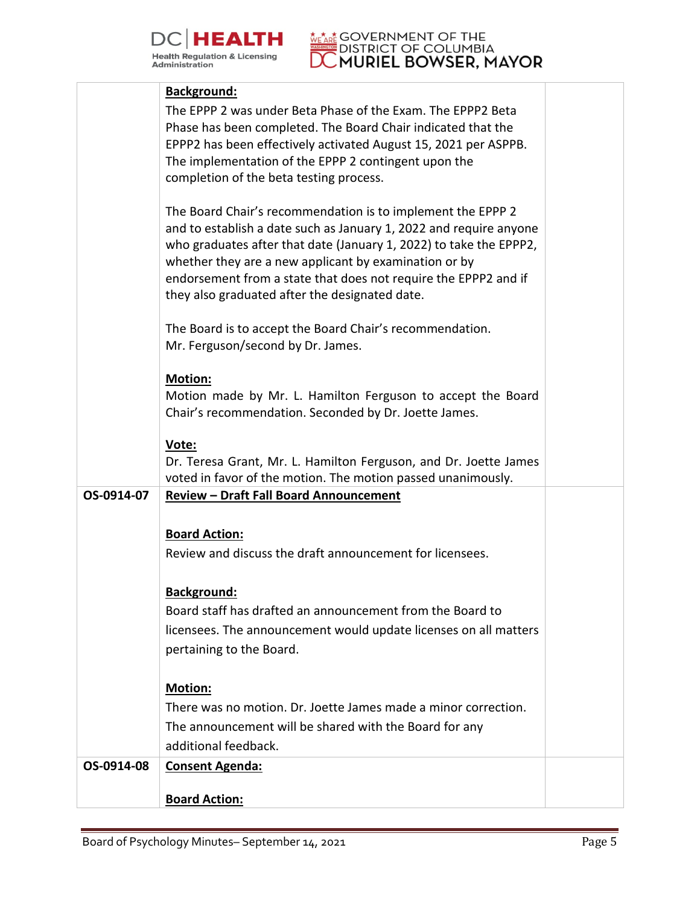| | | |
|---|---|---|
| | **Background:**<br>The EPPP 2 was under Beta Phase of the Exam. The EPPP2 Beta Phase has been completed. The Board Chair indicated that the EPPP2 has been effectively activated August 15, 2021 per ASPPB. The implementation of the EPPP 2 contingent upon the completion of the beta testing process.<br><br>The Board Chair's recommendation is to implement the EPPP 2 and to establish a date such as January 1, 2022 and require anyone who graduates after that date (January 1, 2022) to take the EPPP2, whether they are a new applicant by examination or by endorsement from a state that does not require the EPPP2 and if they also graduated after the designated date.<br><br>The Board is to accept the Board Chair's recommendation. Mr. Ferguson/second by Dr. James.<br><br>**Motion:**<br>Motion made by Mr. L. Hamilton Ferguson to accept the Board Chair's recommendation. Seconded by Dr. Joette James.<br><br>**Vote:**<br>Dr. Teresa Grant, Mr. L. Hamilton Ferguson, and Dr. Joette James voted in favor of the motion. The motion passed unanimously. | |
| **OS-0914-07** | **Review – Draft Fall Board Announcement**<br><br>**Board Action:**<br>Review and discuss the draft announcement for licensees.<br><br>**Background:**<br>Board staff has drafted an announcement from the Board to licensees. The announcement would update licenses on all matters pertaining to the Board.<br><br>**Motion:**<br>There was no motion. Dr. Joette James made a minor correction. The announcement will be shared with the Board for any additional feedback. | |
| **OS-0914-08** | **Consent Agenda:**<br><br>**Board Action:** | |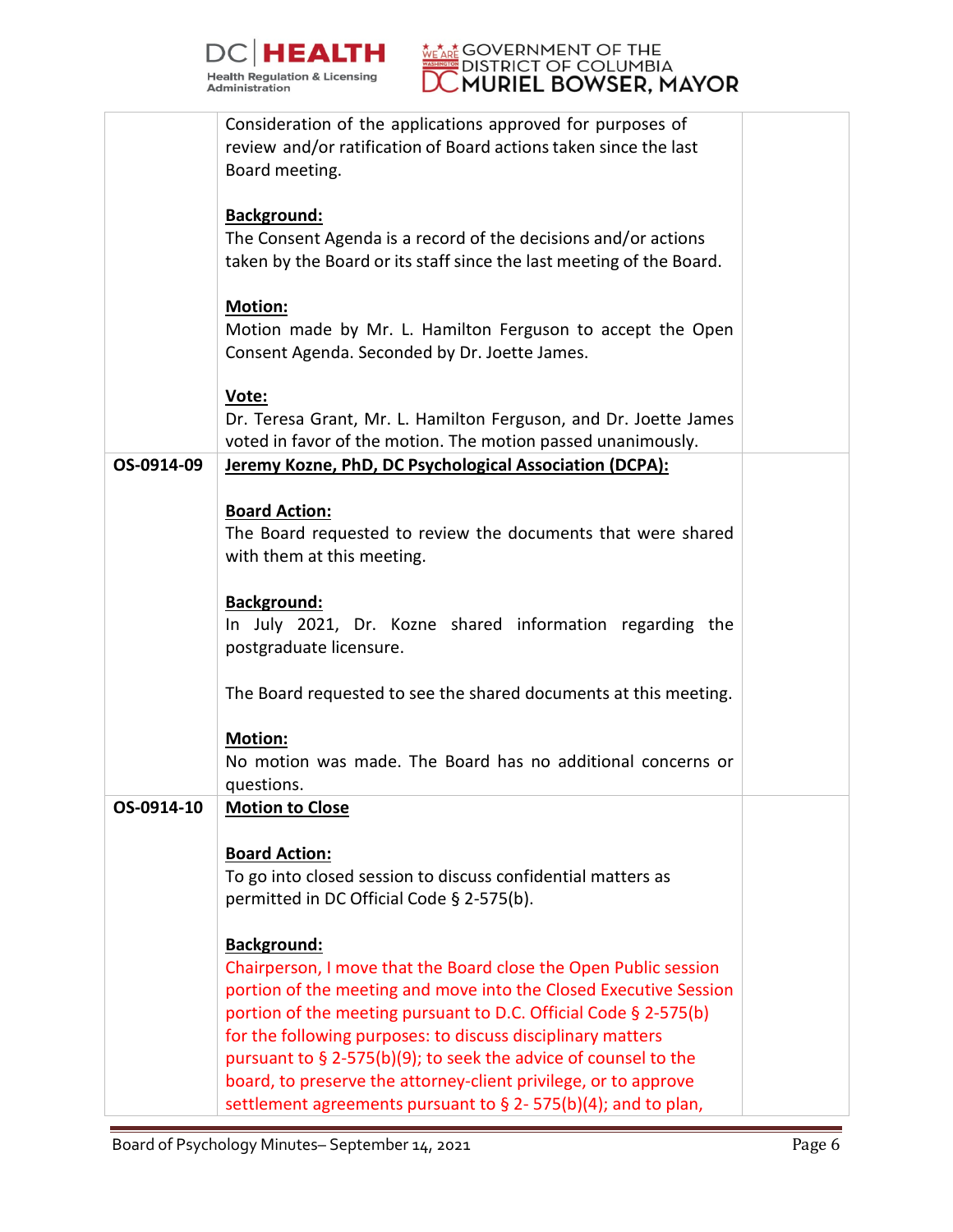| | | |
|---|---|---|
| | Consideration of the applications approved for purposes of review and/or ratification of Board actions taken since the last Board meeting.<br><br>**Background:**<br>The Consent Agenda is a record of the decisions and/or actions taken by the Board or its staff since the last meeting of the Board.<br><br>**Motion:**<br>Motion made by Mr. L. Hamilton Ferguson to accept the Open Consent Agenda. Seconded by Dr. Joette James.<br><br>**Vote:**<br>Dr. Teresa Grant, Mr. L. Hamilton Ferguson, and Dr. Joette James voted in favor of the motion. The motion passed unanimously. | |
| **OS-0914-09** | **Jeremy Kozne, PhD, DC Psychological Association (DCPA):**<br><br>**Board Action:**<br>The Board requested to review the documents that were shared with them at this meeting.<br><br>**Background:**<br>In July 2021, Dr. Kozne shared information regarding the postgraduate licensure.<br><br>The Board requested to see the shared documents at this meeting.<br><br>**Motion:**<br>No motion was made. The Board has no additional concerns or questions. | |
| **OS-0914-10** | **Motion to Close**<br><br>**Board Action:**<br>To go into closed session to discuss confidential matters as permitted in DC Official Code § 2-575(b).<br><br>**Background:**<br>Chairperson, I move that the Board close the Open Public session portion of the meeting and move into the Closed Executive Session portion of the meeting pursuant to D.C. Official Code § 2-575(b) for the following purposes: to discuss disciplinary matters pursuant to § 2-575(b)(9); to seek the advice of counsel to the board, to preserve the attorney-client privilege, or to approve settlement agreements pursuant to § 2- 575(b)(4); and to plan, | |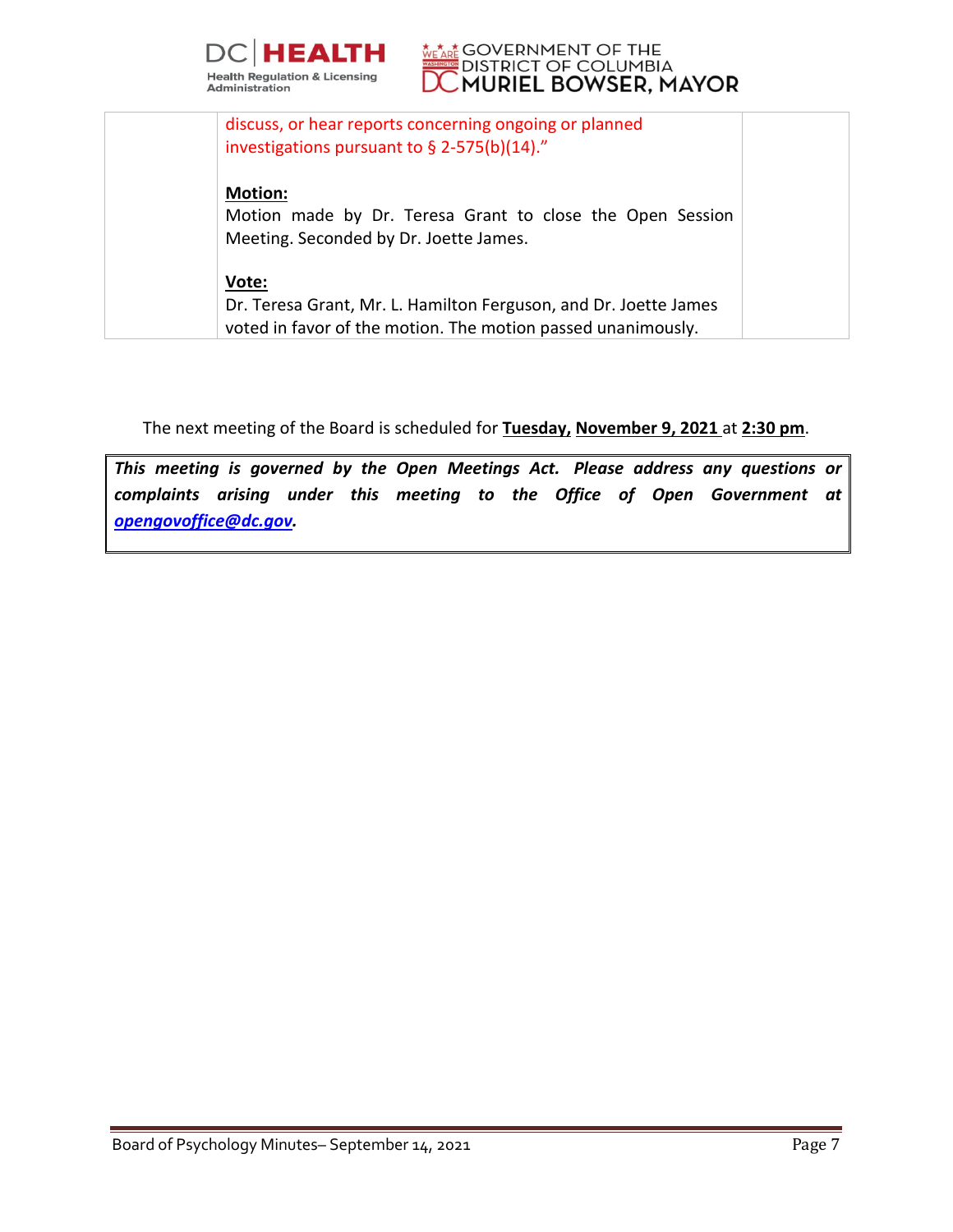| | | |
|---|---|---|
| | discuss, or hear reports concerning ongoing or planned investigations pursuant to § 2-575(b)(14)."<br><br>**Motion:**<br>Motion made by Dr. Teresa Grant to close the Open Session Meeting. Seconded by Dr. Joette James.<br><br>**Vote:**<br>Dr. Teresa Grant, Mr. L. Hamilton Ferguson, and Dr. Joette James voted in favor of the motion. The motion passed unanimously. | |

The next meeting of the Board is scheduled for **Tuesday, November 9, 2021** at **2:30 pm**.

***This meeting is governed by the Open Meetings Act. Please address any questions or complaints arising under this meeting to the Office of Open Government at opengovoffice@dc.gov.***